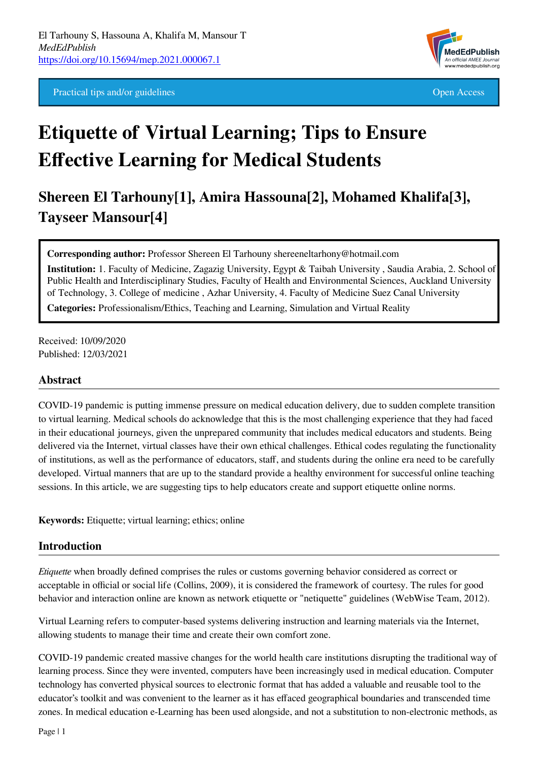Practical tips and/or guidelines

Open Access

# Etiquette of Virtual Learning; Tips to Ensure Effective Learning for Medical Students

## Shereen El Tarhouny[1], Amira Hassouna[2], Mohamed Khalifa[3], Tayseer Mansour[4]

**Corresponding author:** Professor Shereen El Tarhouny shereeneltarhony@hotmail.com

**Institution:** 1. Faculty of Medicine, Zagazig University, Egypt & Taibah University , Saudia Arabia, 2. School of Public Health and Interdisciplinary Studies, Faculty of Health and Environmental Sciences, Auckland University of Technology, 3. College of medicine , Azhar University, 4. Faculty of Medicine Suez Canal University

**Categories:** Professionalism/Ethics, Teaching and Learning, Simulation and Virtual Reality

Received: 10/09/2020
Published: 12/03/2021

### Abstract

COVID-19 pandemic is putting immense pressure on medical education delivery, due to sudden complete transition to virtual learning. Medical schools do acknowledge that this is the most challenging experience that they had faced in their educational journeys, given the unprepared community that includes medical educators and students. Being delivered via the Internet, virtual classes have their own ethical challenges. Ethical codes regulating the functionality of institutions, as well as the performance of educators, staff, and students during the online era need to be carefully developed. Virtual manners that are up to the standard provide a healthy environment for successful online teaching sessions. In this article, we are suggesting tips to help educators create and support etiquette online norms.

**Keywords:** Etiquette; virtual learning; ethics; online

### Introduction

*Etiquette* when broadly defined comprises the rules or customs governing behavior considered as correct or acceptable in official or social life (Collins, 2009), it is considered the framework of courtesy. The rules for good behavior and interaction online are known as network etiquette or "netiquette" guidelines (WebWise Team, 2012).

Virtual Learning refers to computer-based systems delivering instruction and learning materials via the Internet, allowing students to manage their time and create their own comfort zone.

COVID-19 pandemic created massive changes for the world health care institutions disrupting the traditional way of learning process. Since they were invented, computers have been increasingly used in medical education. Computer technology has converted physical sources to electronic format that has added a valuable and reusable tool to the educator's toolkit and was convenient to the learner as it has effaced geographical boundaries and transcended time zones. In medical education e-Learning has been used alongside, and not a substitution to non-electronic methods, as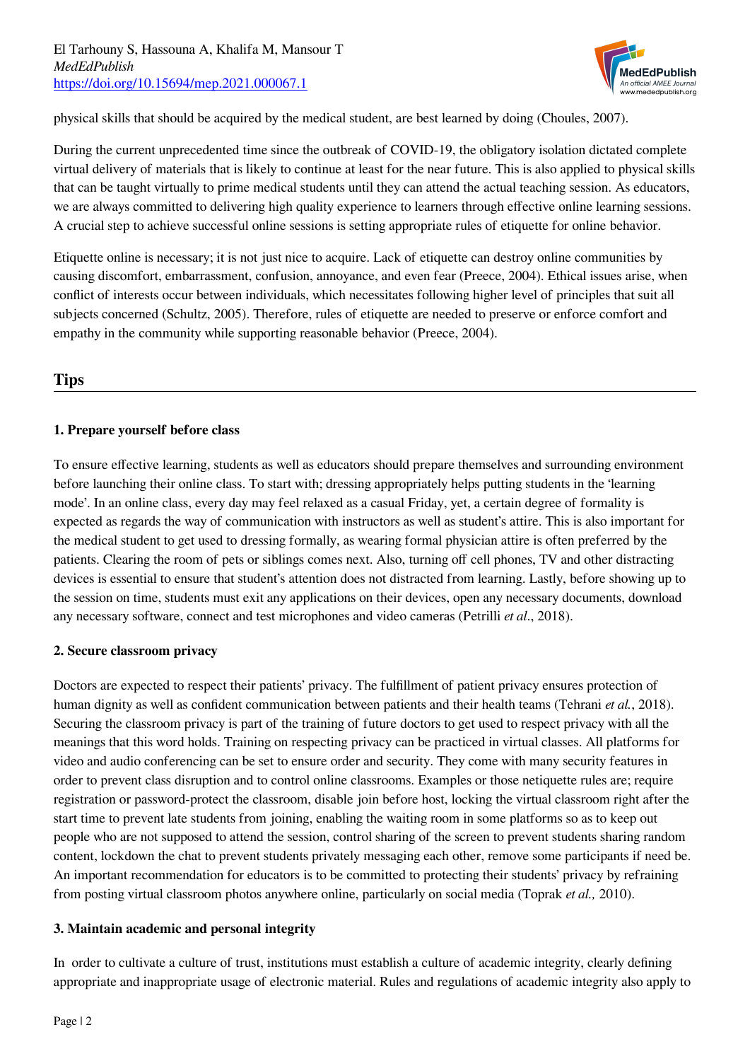physical skills that should be acquired by the medical student, are best learned by doing (Choules, 2007).

During the current unprecedented time since the outbreak of COVID-19, the obligatory isolation dictated complete virtual delivery of materials that is likely to continue at least for the near future. This is also applied to physical skills that can be taught virtually to prime medical students until they can attend the actual teaching session. As educators, we are always committed to delivering high quality experience to learners through effective online learning sessions. A crucial step to achieve successful online sessions is setting appropriate rules of etiquette for online behavior.

Etiquette online is necessary; it is not just nice to acquire. Lack of etiquette can destroy online communities by causing discomfort, embarrassment, confusion, annoyance, and even fear (Preece, 2004). Ethical issues arise, when conflict of interests occur between individuals, which necessitates following higher level of principles that suit all subjects concerned (Schultz, 2005). Therefore, rules of etiquette are needed to preserve or enforce comfort and empathy in the community while supporting reasonable behavior (Preece, 2004).

## Tips

### 1. Prepare yourself before class

To ensure effective learning, students as well as educators should prepare themselves and surrounding environment before launching their online class. To start with; dressing appropriately helps putting students in the 'learning mode'. In an online class, every day may feel relaxed as a casual Friday, yet, a certain degree of formality is expected as regards the way of communication with instructors as well as student's attire. This is also important for the medical student to get used to dressing formally, as wearing formal physician attire is often preferred by the patients. Clearing the room of pets or siblings comes next. Also, turning off cell phones, TV and other distracting devices is essential to ensure that student's attention does not distracted from learning. Lastly, before showing up to the session on time, students must exit any applications on their devices, open any necessary documents, download any necessary software, connect and test microphones and video cameras (Petrilli *et al*., 2018).

### 2. Secure classroom privacy

Doctors are expected to respect their patients' privacy. The fulfillment of patient privacy ensures protection of human dignity as well as confident communication between patients and their health teams (Tehrani *et al.*, 2018). Securing the classroom privacy is part of the training of future doctors to get used to respect privacy with all the meanings that this word holds. Training on respecting privacy can be practiced in virtual classes. All platforms for video and audio conferencing can be set to ensure order and security. They come with many security features in order to prevent class disruption and to control online classrooms. Examples or those netiquette rules are; require registration or password-protect the classroom, disable join before host, locking the virtual classroom right after the start time to prevent late students from joining, enabling the waiting room in some platforms so as to keep out people who are not supposed to attend the session, control sharing of the screen to prevent students sharing random content, lockdown the chat to prevent students privately messaging each other, remove some participants if need be. An important recommendation for educators is to be committed to protecting their students' privacy by refraining from posting virtual classroom photos anywhere online, particularly on social media (Toprak *et al.,* 2010).

### 3. Maintain academic and personal integrity

In order to cultivate a culture of trust, institutions must establish a culture of academic integrity, clearly defining appropriate and inappropriate usage of electronic material. Rules and regulations of academic integrity also apply to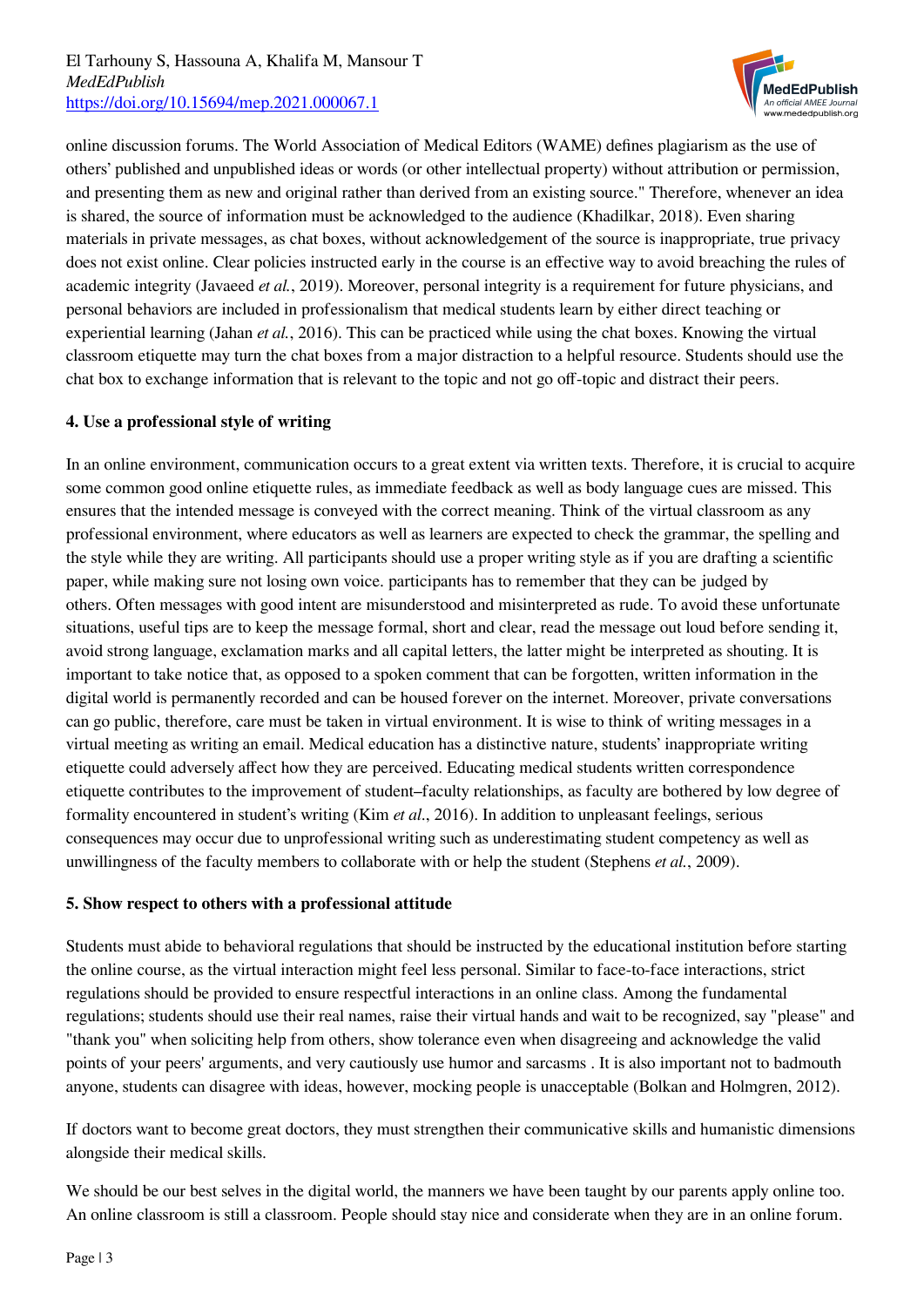online discussion forums. The World Association of Medical Editors (WAME) defines plagiarism as the use of others' published and unpublished ideas or words (or other intellectual property) without attribution or permission, and presenting them as new and original rather than derived from an existing source." Therefore, whenever an idea is shared, the source of information must be acknowledged to the audience (Khadilkar, 2018). Even sharing materials in private messages, as chat boxes, without acknowledgement of the source is inappropriate, true privacy does not exist online. Clear policies instructed early in the course is an effective way to avoid breaching the rules of academic integrity (Javaeed *et al.*, 2019). Moreover, personal integrity is a requirement for future physicians, and personal behaviors are included in professionalism that medical students learn by either direct teaching or experiential learning (Jahan *et al.*, 2016). This can be practiced while using the chat boxes. Knowing the virtual classroom etiquette may turn the chat boxes from a major distraction to a helpful resource. Students should use the chat box to exchange information that is relevant to the topic and not go off-topic and distract their peers.

**4. Use a professional style of writing**

In an online environment, communication occurs to a great extent via written texts. Therefore, it is crucial to acquire some common good online etiquette rules, as immediate feedback as well as body language cues are missed. This ensures that the intended message is conveyed with the correct meaning. Think of the virtual classroom as any professional environment, where educators as well as learners are expected to check the grammar, the spelling and the style while they are writing. All participants should use a proper writing style as if you are drafting a scientific paper, while making sure not losing own voice. participants has to remember that they can be judged by others. Often messages with good intent are misunderstood and misinterpreted as rude. To avoid these unfortunate situations, useful tips are to keep the message formal, short and clear, read the message out loud before sending it, avoid strong language, exclamation marks and all capital letters, the latter might be interpreted as shouting. It is important to take notice that, as opposed to a spoken comment that can be forgotten, written information in the digital world is permanently recorded and can be housed forever on the internet. Moreover, private conversations can go public, therefore, care must be taken in virtual environment. It is wise to think of writing messages in a virtual meeting as writing an email. Medical education has a distinctive nature, students' inappropriate writing etiquette could adversely affect how they are perceived. Educating medical students written correspondence etiquette contributes to the improvement of student–faculty relationships, as faculty are bothered by low degree of formality encountered in student's writing (Kim *et al.*, 2016). In addition to unpleasant feelings, serious consequences may occur due to unprofessional writing such as underestimating student competency as well as unwillingness of the faculty members to collaborate with or help the student (Stephens *et al.*, 2009).

**5. Show respect to others with a professional attitude**

Students must abide to behavioral regulations that should be instructed by the educational institution before starting the online course, as the virtual interaction might feel less personal. Similar to face-to-face interactions, strict regulations should be provided to ensure respectful interactions in an online class. Among the fundamental regulations; students should use their real names, raise their virtual hands and wait to be recognized, say "please" and "thank you" when soliciting help from others, show tolerance even when disagreeing and acknowledge the valid points of your peers' arguments, and very cautiously use humor and sarcasms . It is also important not to badmouth anyone, students can disagree with ideas, however, mocking people is unacceptable (Bolkan and Holmgren, 2012).

If doctors want to become great doctors, they must strengthen their communicative skills and humanistic dimensions alongside their medical skills.

We should be our best selves in the digital world, the manners we have been taught by our parents apply online too. An online classroom is still a classroom. People should stay nice and considerate when they are in an online forum.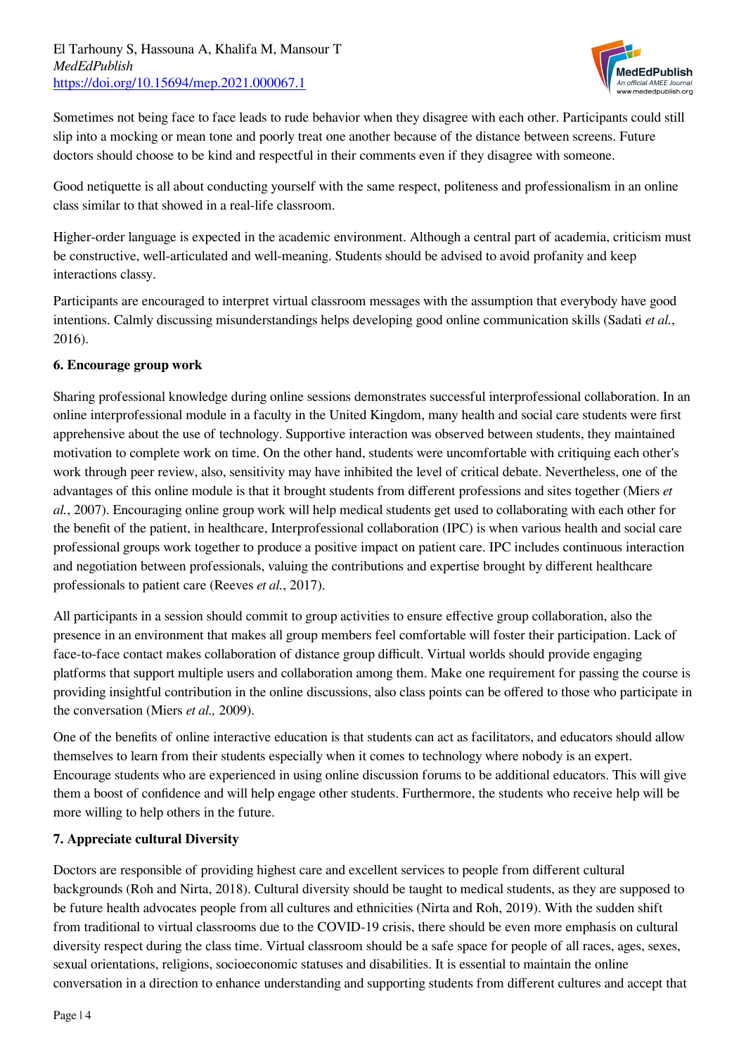Sometimes not being face to face leads to rude behavior when they disagree with each other. Participants could still slip into a mocking or mean tone and poorly treat one another because of the distance between screens. Future doctors should choose to be kind and respectful in their comments even if they disagree with someone.

Good netiquette is all about conducting yourself with the same respect, politeness and professionalism in an online class similar to that showed in a real-life classroom.

Higher-order language is expected in the academic environment. Although a central part of academia, criticism must be constructive, well-articulated and well-meaning. Students should be advised to avoid profanity and keep interactions classy.

Participants are encouraged to interpret virtual classroom messages with the assumption that everybody have good intentions. Calmly discussing misunderstandings helps developing good online communication skills (Sadati *et al.*, 2016).

**6. Encourage group work**

Sharing professional knowledge during online sessions demonstrates successful interprofessional collaboration. In an online interprofessional module in a faculty in the United Kingdom, many health and social care students were first apprehensive about the use of technology. Supportive interaction was observed between students, they maintained motivation to complete work on time. On the other hand, students were uncomfortable with critiquing each other's work through peer review, also, sensitivity may have inhibited the level of critical debate. Nevertheless, one of the advantages of this online module is that it brought students from different professions and sites together (Miers *et al.*, 2007). Encouraging online group work will help medical students get used to collaborating with each other for the benefit of the patient, in healthcare, Interprofessional collaboration (IPC) is when various health and social care professional groups work together to produce a positive impact on patient care. IPC includes continuous interaction and negotiation between professionals, valuing the contributions and expertise brought by different healthcare professionals to patient care (Reeves *et al.*, 2017).

All participants in a session should commit to group activities to ensure effective group collaboration, also the presence in an environment that makes all group members feel comfortable will foster their participation. Lack of face-to-face contact makes collaboration of distance group difficult. Virtual worlds should provide engaging platforms that support multiple users and collaboration among them. Make one requirement for passing the course is providing insightful contribution in the online discussions, also class points can be offered to those who participate in the conversation (Miers *et al.,* 2009).

One of the benefits of online interactive education is that students can act as facilitators, and educators should allow themselves to learn from their students especially when it comes to technology where nobody is an expert. Encourage students who are experienced in using online discussion forums to be additional educators. This will give them a boost of confidence and will help engage other students. Furthermore, the students who receive help will be more willing to help others in the future.

**7. Appreciate cultural Diversity**

Doctors are responsible of providing highest care and excellent services to people from different cultural backgrounds (Roh and Nirta, 2018). Cultural diversity should be taught to medical students, as they are supposed to be future health advocates people from all cultures and ethnicities (Nirta and Roh, 2019). With the sudden shift from traditional to virtual classrooms due to the COVID-19 crisis, there should be even more emphasis on cultural diversity respect during the class time. Virtual classroom should be a safe space for people of all races, ages, sexes, sexual orientations, religions, socioeconomic statuses and disabilities. It is essential to maintain the online conversation in a direction to enhance understanding and supporting students from different cultures and accept that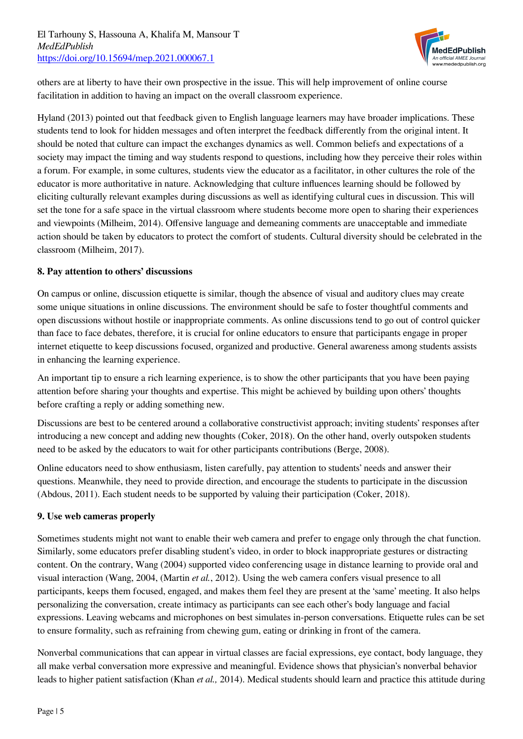others are at liberty to have their own prospective in the issue. This will help improvement of online course facilitation in addition to having an impact on the overall classroom experience.

Hyland (2013) pointed out that feedback given to English language learners may have broader implications. These students tend to look for hidden messages and often interpret the feedback differently from the original intent. It should be noted that culture can impact the exchanges dynamics as well. Common beliefs and expectations of a society may impact the timing and way students respond to questions, including how they perceive their roles within a forum. For example, in some cultures, students view the educator as a facilitator, in other cultures the role of the educator is more authoritative in nature. Acknowledging that culture influences learning should be followed by eliciting culturally relevant examples during discussions as well as identifying cultural cues in discussion. This will set the tone for a safe space in the virtual classroom where students become more open to sharing their experiences and viewpoints (Milheim, 2014). Offensive language and demeaning comments are unacceptable and immediate action should be taken by educators to protect the comfort of students. Cultural diversity should be celebrated in the classroom (Milheim, 2017).

**8. Pay attention to others' discussions**

On campus or online, discussion etiquette is similar, though the absence of visual and auditory clues may create some unique situations in online discussions. The environment should be safe to foster thoughtful comments and open discussions without hostile or inappropriate comments. As online discussions tend to go out of control quicker than face to face debates, therefore, it is crucial for online educators to ensure that participants engage in proper internet etiquette to keep discussions focused, organized and productive. General awareness among students assists in enhancing the learning experience.

An important tip to ensure a rich learning experience, is to show the other participants that you have been paying attention before sharing your thoughts and expertise. This might be achieved by building upon others' thoughts before crafting a reply or adding something new.

Discussions are best to be centered around a collaborative constructivist approach; inviting students' responses after introducing a new concept and adding new thoughts (Coker, 2018). On the other hand, overly outspoken students need to be asked by the educators to wait for other participants contributions (Berge, 2008).

Online educators need to show enthusiasm, listen carefully, pay attention to students' needs and answer their questions. Meanwhile, they need to provide direction, and encourage the students to participate in the discussion (Abdous, 2011). Each student needs to be supported by valuing their participation (Coker, 2018).

**9. Use web cameras properly**

Sometimes students might not want to enable their web camera and prefer to engage only through the chat function. Similarly, some educators prefer disabling student's video, in order to block inappropriate gestures or distracting content. On the contrary, Wang (2004) supported video conferencing usage in distance learning to provide oral and visual interaction (Wang, 2004, (Martin *et al.*, 2012). Using the web camera confers visual presence to all participants, keeps them focused, engaged, and makes them feel they are present at the 'same' meeting. It also helps personalizing the conversation, create intimacy as participants can see each other's body language and facial expressions. Leaving webcams and microphones on best simulates in-person conversations. Etiquette rules can be set to ensure formality, such as refraining from chewing gum, eating or drinking in front of the camera.

Nonverbal communications that can appear in virtual classes are facial expressions, eye contact, body language, they all make verbal conversation more expressive and meaningful. Evidence shows that physician's nonverbal behavior leads to higher patient satisfaction (Khan *et al.,* 2014). Medical students should learn and practice this attitude during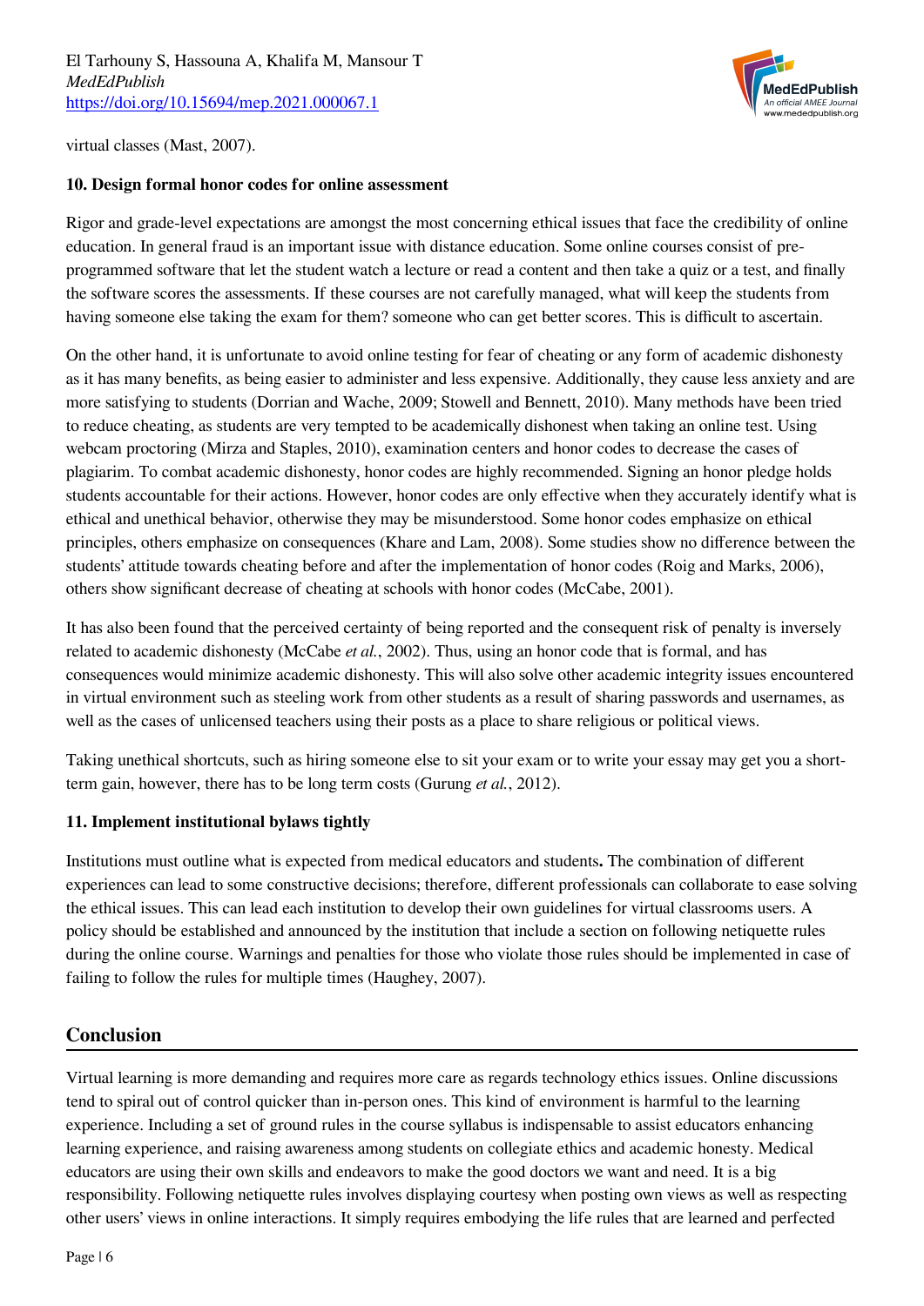virtual classes (Mast, 2007).

**10. Design formal honor codes for online assessment**

Rigor and grade-level expectations are amongst the most concerning ethical issues that face the credibility of online education. In general fraud is an important issue with distance education. Some online courses consist of pre-programmed software that let the student watch a lecture or read a content and then take a quiz or a test, and finally the software scores the assessments. If these courses are not carefully managed, what will keep the students from having someone else taking the exam for them? someone who can get better scores. This is difficult to ascertain.

On the other hand, it is unfortunate to avoid online testing for fear of cheating or any form of academic dishonesty as it has many benefits, as being easier to administer and less expensive. Additionally, they cause less anxiety and are more satisfying to students (Dorrian and Wache, 2009; Stowell and Bennett, 2010). Many methods have been tried to reduce cheating, as students are very tempted to be academically dishonest when taking an online test. Using webcam proctoring (Mirza and Staples, 2010), examination centers and honor codes to decrease the cases of plagiarim. To combat academic dishonesty, honor codes are highly recommended. Signing an honor pledge holds students accountable for their actions. However, honor codes are only effective when they accurately identify what is ethical and unethical behavior, otherwise they may be misunderstood. Some honor codes emphasize on ethical principles, others emphasize on consequences (Khare and Lam, 2008). Some studies show no difference between the students' attitude towards cheating before and after the implementation of honor codes (Roig and Marks, 2006), others show significant decrease of cheating at schools with honor codes (McCabe, 2001).

It has also been found that the perceived certainty of being reported and the consequent risk of penalty is inversely related to academic dishonesty (McCabe *et al.*, 2002). Thus, using an honor code that is formal, and has consequences would minimize academic dishonesty. This will also solve other academic integrity issues encountered in virtual environment such as steeling work from other students as a result of sharing passwords and usernames, as well as the cases of unlicensed teachers using their posts as a place to share religious or political views.

Taking unethical shortcuts, such as hiring someone else to sit your exam or to write your essay may get you a short-term gain, however, there has to be long term costs (Gurung *et al.*, 2012).

**11. Implement institutional bylaws tightly**

Institutions must outline what is expected from medical educators and students**.** The combination of different experiences can lead to some constructive decisions; therefore, different professionals can collaborate to ease solving the ethical issues. This can lead each institution to develop their own guidelines for virtual classrooms users. A policy should be established and announced by the institution that include a section on following netiquette rules during the online course. Warnings and penalties for those who violate those rules should be implemented in case of failing to follow the rules for multiple times (Haughey, 2007).

## Conclusion

Virtual learning is more demanding and requires more care as regards technology ethics issues. Online discussions tend to spiral out of control quicker than in-person ones. This kind of environment is harmful to the learning experience. Including a set of ground rules in the course syllabus is indispensable to assist educators enhancing learning experience, and raising awareness among students on collegiate ethics and academic honesty. Medical educators are using their own skills and endeavors to make the good doctors we want and need. It is a big responsibility. Following netiquette rules involves displaying courtesy when posting own views as well as respecting other users' views in online interactions. It simply requires embodying the life rules that are learned and perfected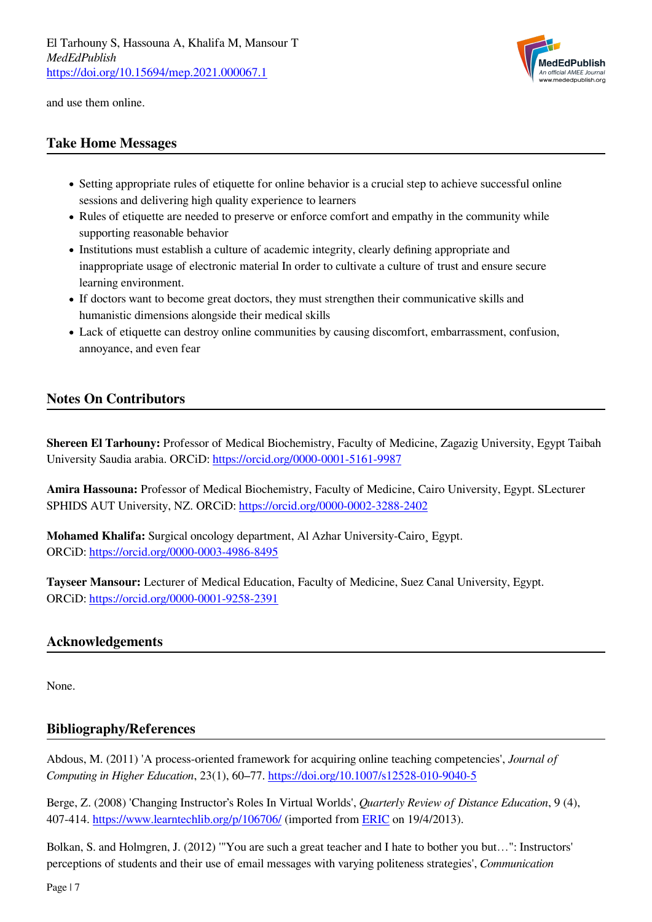and use them online.

## Take Home Messages

- Setting appropriate rules of etiquette for online behavior is a crucial step to achieve successful online sessions and delivering high quality experience to learners
- Rules of etiquette are needed to preserve or enforce comfort and empathy in the community while supporting reasonable behavior
- Institutions must establish a culture of academic integrity, clearly defining appropriate and inappropriate usage of electronic material In order to cultivate a culture of trust and ensure secure learning environment.
- If doctors want to become great doctors, they must strengthen their communicative skills and humanistic dimensions alongside their medical skills
- Lack of etiquette can destroy online communities by causing discomfort, embarrassment, confusion, annoyance, and even fear

## Notes On Contributors

**Shereen El Tarhouny:** Professor of Medical Biochemistry, Faculty of Medicine, Zagazig University, Egypt Taibah University Saudia arabia. ORCiD: https://orcid.org/0000-0001-5161-9987

**Amira Hassouna:** Professor of Medical Biochemistry, Faculty of Medicine, Cairo University, Egypt. SLecturer SPHIDS AUT University, NZ. ORCiD: https://orcid.org/0000-0002-3288-2402

**Mohamed Khalifa:** Surgical oncology department, Al Azhar University-Cairo¸ Egypt. ORCiD: https://orcid.org/0000-0003-4986-8495

**Tayseer Mansour:** Lecturer of Medical Education, Faculty of Medicine, Suez Canal University, Egypt. ORCiD: https://orcid.org/0000-0001-9258-2391

## Acknowledgements

None.

## Bibliography/References

Abdous, M. (2011) 'A process-oriented framework for acquiring online teaching competencies', *Journal of Computing in Higher Education*, 23(1), 60–77. https://doi.org/10.1007/s12528-010-9040-5

Berge, Z. (2008) 'Changing Instructor's Roles In Virtual Worlds', *Quarterly Review of Distance Education*, 9 (4), 407-414. https://www.learntechlib.org/p/106706/ (imported from ERIC on 19/4/2013).

Bolkan, S. and Holmgren, J. (2012) '"You are such a great teacher and I hate to bother you but…": Instructors' perceptions of students and their use of email messages with varying politeness strategies', *Communication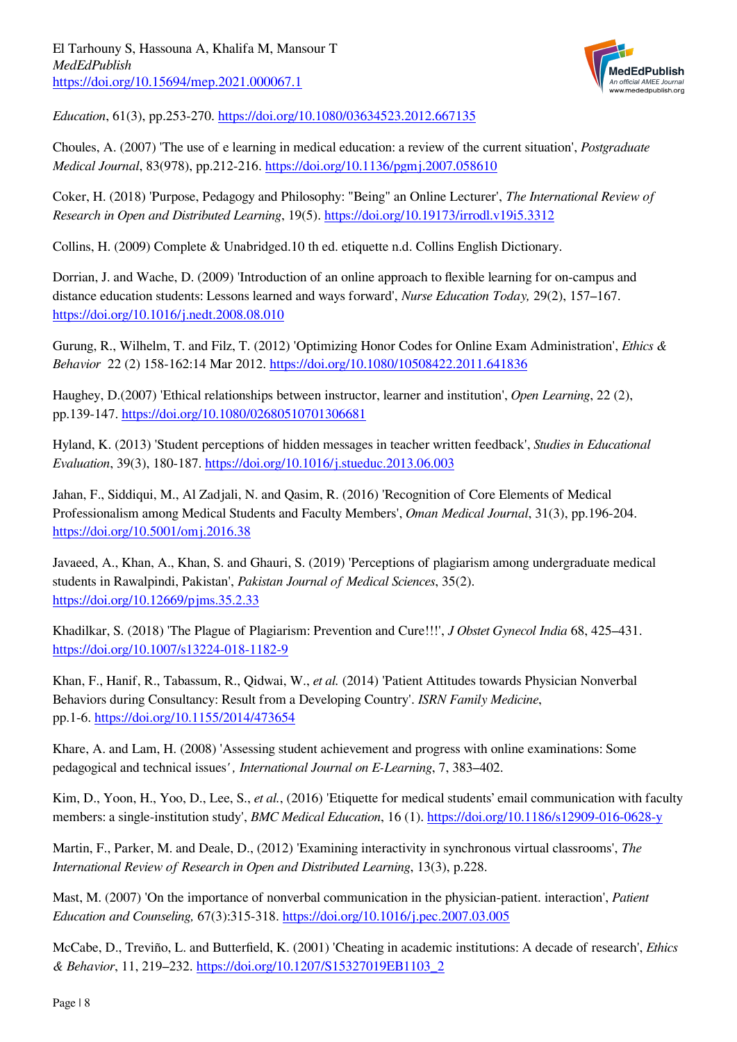*Education*, 61(3), pp.253-270. https://doi.org/10.1080/03634523.2012.667135

Choules, A. (2007) 'The use of e learning in medical education: a review of the current situation', *Postgraduate Medical Journal*, 83(978), pp.212-216. https://doi.org/10.1136/pgmj.2007.058610

Coker, H. (2018) 'Purpose, Pedagogy and Philosophy: "Being" an Online Lecturer', *The International Review of Research in Open and Distributed Learning*, 19(5). https://doi.org/10.19173/irrodl.v19i5.3312

Collins, H. (2009) Complete & Unabridged.10 th ed. etiquette n.d. Collins English Dictionary.

Dorrian, J. and Wache, D. (2009) 'Introduction of an online approach to flexible learning for on-campus and distance education students: Lessons learned and ways forward', *Nurse Education Today,* 29(2), 157–167. https://doi.org/10.1016/j.nedt.2008.08.010

Gurung, R., Wilhelm, T. and Filz, T. (2012) 'Optimizing Honor Codes for Online Exam Administration', *Ethics & Behavior* 22 (2) 158-162:14 Mar 2012. https://doi.org/10.1080/10508422.2011.641836

Haughey, D.(2007) 'Ethical relationships between instructor, learner and institution', *Open Learning*, 22 (2), pp.139-147. https://doi.org/10.1080/02680510701306681

Hyland, K. (2013) 'Student perceptions of hidden messages in teacher written feedback', *Studies in Educational Evaluation*, 39(3), 180-187. https://doi.org/10.1016/j.stueduc.2013.06.003

Jahan, F., Siddiqui, M., Al Zadjali, N. and Qasim, R. (2016) 'Recognition of Core Elements of Medical Professionalism among Medical Students and Faculty Members', *Oman Medical Journal*, 31(3), pp.196-204. https://doi.org/10.5001/omj.2016.38

Javaeed, A., Khan, A., Khan, S. and Ghauri, S. (2019) 'Perceptions of plagiarism among undergraduate medical students in Rawalpindi, Pakistan', *Pakistan Journal of Medical Sciences*, 35(2). https://doi.org/10.12669/pjms.35.2.33

Khadilkar, S. (2018) 'The Plague of Plagiarism: Prevention and Cure!!!', *J Obstet Gynecol India* 68, 425–431. https://doi.org/10.1007/s13224-018-1182-9

Khan, F., Hanif, R., Tabassum, R., Qidwai, W., *et al.* (2014) 'Patient Attitudes towards Physician Nonverbal Behaviors during Consultancy: Result from a Developing Country'. *ISRN Family Medicine*, pp.1-6. https://doi.org/10.1155/2014/473654

Khare, A. and Lam, H. (2008) 'Assessing student achievement and progress with online examinations: Some pedagogical and technical issues', *International Journal on E-Learning*, 7, 383–402.

Kim, D., Yoon, H., Yoo, D., Lee, S., *et al.*, (2016) 'Etiquette for medical students' email communication with faculty members: a single-institution study', *BMC Medical Education*, 16 (1). https://doi.org/10.1186/s12909-016-0628-y

Martin, F., Parker, M. and Deale, D., (2012) 'Examining interactivity in synchronous virtual classrooms', *The International Review of Research in Open and Distributed Learning*, 13(3), p.228.

Mast, M. (2007) 'On the importance of nonverbal communication in the physician-patient. interaction', *Patient Education and Counseling,* 67(3):315-318. https://doi.org/10.1016/j.pec.2007.03.005

McCabe, D., Treviño, L. and Butterfield, K. (2001) 'Cheating in academic institutions: A decade of research', *Ethics & Behavior*, 11, 219–232. https://doi.org/10.1207/S15327019EB1103_2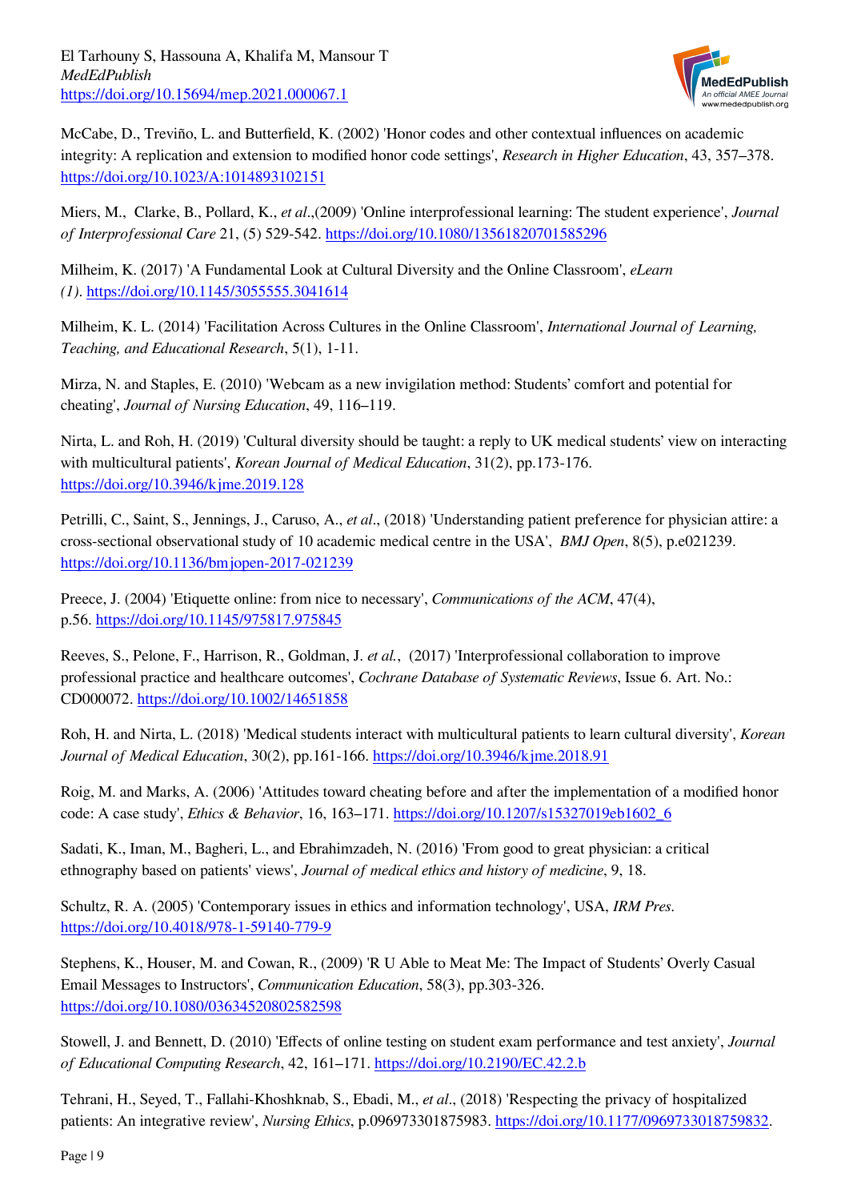McCabe, D., Treviño, L. and Butterfield, K. (2002) 'Honor codes and other contextual influences on academic integrity: A replication and extension to modified honor code settings', *Research in Higher Education*, 43, 357–378. https://doi.org/10.1023/A:1014893102151

Miers, M., Clarke, B., Pollard, K., *et al*.,(2009) 'Online interprofessional learning: The student experience', *Journal of Interprofessional Care* 21, (5) 529-542. https://doi.org/10.1080/13561820701585296

Milheim, K. (2017) 'A Fundamental Look at Cultural Diversity and the Online Classroom', *eLearn (1)*. https://doi.org/10.1145/3055555.3041614

Milheim, K. L. (2014) 'Facilitation Across Cultures in the Online Classroom', *International Journal of Learning, Teaching, and Educational Research*, 5(1), 1-11.

Mirza, N. and Staples, E. (2010) 'Webcam as a new invigilation method: Students' comfort and potential for cheating', *Journal of Nursing Education*, 49, 116–119.

Nirta, L. and Roh, H. (2019) 'Cultural diversity should be taught: a reply to UK medical students' view on interacting with multicultural patients', *Korean Journal of Medical Education*, 31(2), pp.173-176. https://doi.org/10.3946/kjme.2019.128

Petrilli, C., Saint, S., Jennings, J., Caruso, A., *et al*., (2018) 'Understanding patient preference for physician attire: a cross-sectional observational study of 10 academic medical centre in the USA', *BMJ Open*, 8(5), p.e021239. https://doi.org/10.1136/bmjopen-2017-021239

Preece, J. (2004) 'Etiquette online: from nice to necessary', *Communications of the ACM*, 47(4), p.56. https://doi.org/10.1145/975817.975845

Reeves, S., Pelone, F., Harrison, R., Goldman, J. *et al.*, (2017) 'Interprofessional collaboration to improve professional practice and healthcare outcomes', *Cochrane Database of Systematic Reviews*, Issue 6. Art. No.: CD000072. https://doi.org/10.1002/14651858

Roh, H. and Nirta, L. (2018) 'Medical students interact with multicultural patients to learn cultural diversity', *Korean Journal of Medical Education*, 30(2), pp.161-166. https://doi.org/10.3946/kjme.2018.91

Roig, M. and Marks, A. (2006) 'Attitudes toward cheating before and after the implementation of a modified honor code: A case study', *Ethics & Behavior*, 16, 163–171. https://doi.org/10.1207/s15327019eb1602_6

Sadati, K., Iman, M., Bagheri, L., and Ebrahimzadeh, N. (2016) 'From good to great physician: a critical ethnography based on patients' views', *Journal of medical ethics and history of medicine*, 9, 18.

Schultz, R. A. (2005) 'Contemporary issues in ethics and information technology', USA, *IRM Pres*. https://doi.org/10.4018/978-1-59140-779-9

Stephens, K., Houser, M. and Cowan, R., (2009) 'R U Able to Meat Me: The Impact of Students' Overly Casual Email Messages to Instructors', *Communication Education*, 58(3), pp.303-326. https://doi.org/10.1080/03634520802582598

Stowell, J. and Bennett, D. (2010) 'Effects of online testing on student exam performance and test anxiety', *Journal of Educational Computing Research*, 42, 161–171. https://doi.org/10.2190/EC.42.2.b

Tehrani, H., Seyed, T., Fallahi-Khoshknab, S., Ebadi, M., *et al*., (2018) 'Respecting the privacy of hospitalized patients: An integrative review', *Nursing Ethics*, p.096973301875983. https://doi.org/10.1177/0969733018759832.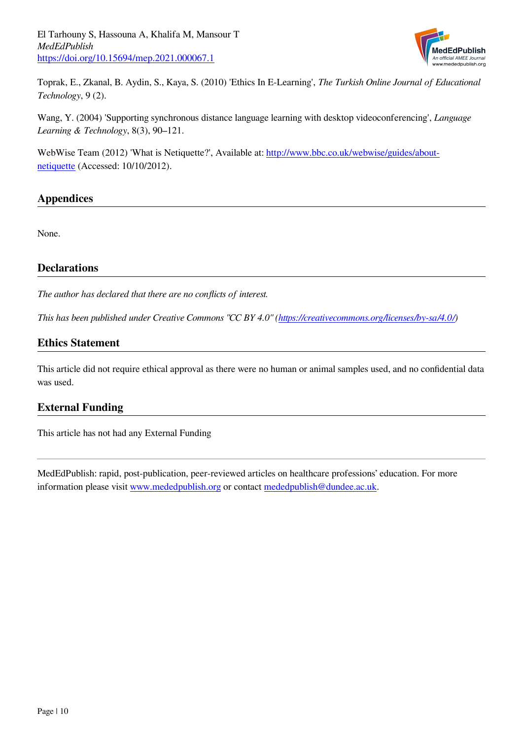Toprak, E., Zkanal, B. Aydin, S., Kaya, S. (2010) 'Ethics In E-Learning', *The Turkish Online Journal of Educational Technology*, 9 (2).

Wang, Y. (2004) 'Supporting synchronous distance language learning with desktop videoconferencing', *Language Learning & Technology*, 8(3), 90–121.

WebWise Team (2012) 'What is Netiquette?', Available at: [http://www.bbc.co.uk/webwise/guides/about-netiquette](http://www.bbc.co.uk/webwise/guides/about-netiquette) (Accessed: 10/10/2012).

## Appendices

None.

## Declarations

*The author has declared that there are no conflicts of interest.*

*This has been published under Creative Commons "CC BY 4.0" ([https://creativecommons.org/licenses/by-sa/4.0/](https://creativecommons.org/licenses/by-sa/4.0/))*

## Ethics Statement

This article did not require ethical approval as there were no human or animal samples used, and no confidential data was used.

## External Funding

This article has not had any External Funding

---

MedEdPublish: rapid, post-publication, peer-reviewed articles on healthcare professions' education. For more information please visit [www.mededpublish.org](http://www.mededpublish.org) or contact [mededpublish@dundee.ac.uk](mailto:mededpublish@dundee.ac.uk).